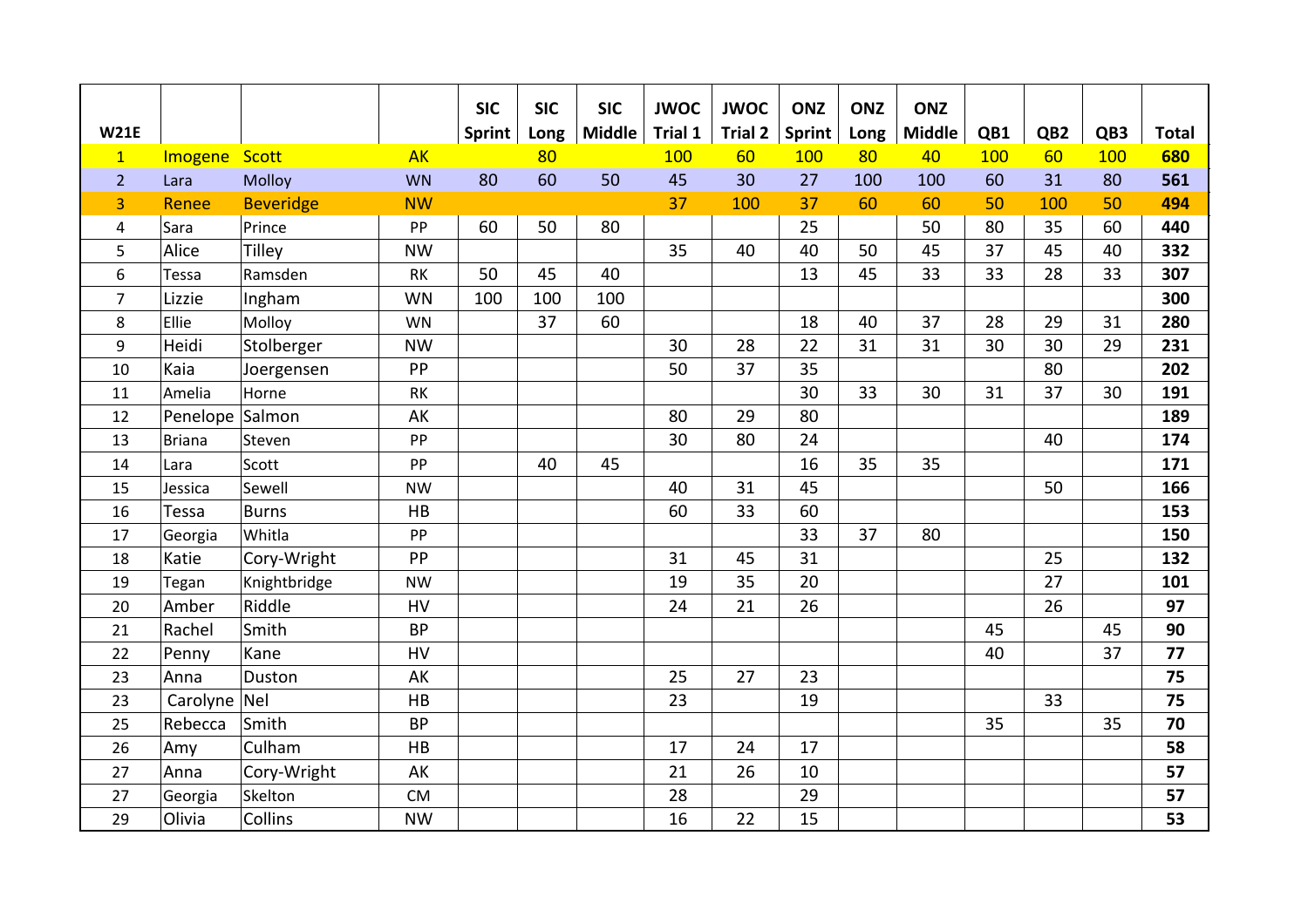| W21E | | | | SIC Sprint | SIC Long | SIC Middle | JWOC Trial 1 | JWOC Trial 2 | ONZ Sprint | ONZ Long | ONZ Middle | QB1 | QB2 | QB3 | Total |
|---|---|---|---|---|---|---|---|---|---|---|---|---|---|---|---|
| 1 | Imogene | Scott | AK | | 80 | | 100 | 60 | 100 | 80 | 40 | 100 | 60 | 100 | **680** |
| 2 | Lara | Molloy | WN | 80 | 60 | 50 | 45 | 30 | 27 | 100 | 100 | 60 | 31 | 80 | **561** |
| 3 | Renee | Beveridge | NW | | | | 37 | 100 | 37 | 60 | 60 | 50 | 100 | 50 | **494** |
| 4 | Sara | Prince | PP | 60 | 50 | 80 | | | 25 | | 50 | 80 | 35 | 60 | **440** |
| 5 | Alice | Tilley | NW | | | | 35 | 40 | 40 | 50 | 45 | 37 | 45 | 40 | **332** |
| 6 | Tessa | Ramsden | RK | 50 | 45 | 40 | | | 13 | 45 | 33 | 33 | 28 | 33 | **307** |
| 7 | Lizzie | Ingham | WN | 100 | 100 | 100 | | | | | | | | | **300** |
| 8 | Ellie | Molloy | WN | | 37 | 60 | | | 18 | 40 | 37 | 28 | 29 | 31 | **280** |
| 9 | Heidi | Stolberger | NW | | | | 30 | 28 | 22 | 31 | 31 | 30 | 30 | 29 | **231** |
| 10 | Kaia | Joergensen | PP | | | | 50 | 37 | 35 | | | | 80 | | **202** |
| 11 | Amelia | Horne | RK | | | | | | 30 | 33 | 30 | 31 | 37 | 30 | **191** |
| 12 | Penelope | Salmon | AK | | | | 80 | 29 | 80 | | | | | | **189** |
| 13 | Briana | Steven | PP | | | | 30 | 80 | 24 | | | | 40 | | **174** |
| 14 | Lara | Scott | PP | | 40 | 45 | | | 16 | 35 | 35 | | | | **171** |
| 15 | Jessica | Sewell | NW | | | | 40 | 31 | 45 | | | | 50 | | **166** |
| 16 | Tessa | Burns | HB | | | | 60 | 33 | 60 | | | | | | **153** |
| 17 | Georgia | Whitla | PP | | | | | | 33 | 37 | 80 | | | | **150** |
| 18 | Katie | Cory-Wright | PP | | | | 31 | 45 | 31 | | | | 25 | | **132** |
| 19 | Tegan | Knightbridge | NW | | | | 19 | 35 | 20 | | | | 27 | | **101** |
| 20 | Amber | Riddle | HV | | | | 24 | 21 | 26 | | | | 26 | | **97** |
| 21 | Rachel | Smith | BP | | | | | | | | | 45 | | 45 | **90** |
| 22 | Penny | Kane | HV | | | | | | | | | 40 | | 37 | **77** |
| 23 | Anna | Duston | AK | | | | 25 | 27 | 23 | | | | | | **75** |
| 23 | Carolyne | Nel | HB | | | | 23 | | 19 | | | | 33 | | **75** |
| 25 | Rebecca | Smith | BP | | | | | | | | | 35 | | 35 | **70** |
| 26 | Amy | Culham | HB | | | | 17 | 24 | 17 | | | | | | **58** |
| 27 | Anna | Cory-Wright | AK | | | | 21 | 26 | 10 | | | | | | **57** |
| 27 | Georgia | Skelton | CM | | | | 28 | | 29 | | | | | | **57** |
| 29 | Olivia | Collins | NW | | | | 16 | 22 | 15 | | | | | | **53** |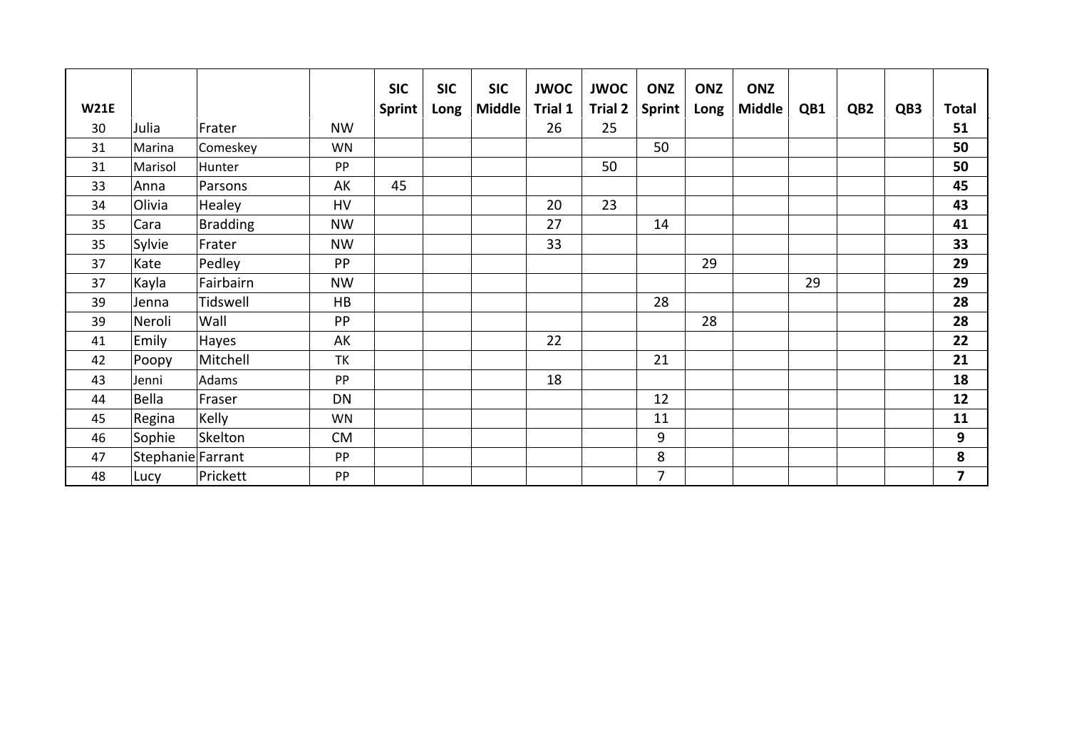| W21E | | | | SIC Sprint | SIC Long | SIC Middle | JWOC Trial 1 | JWOC Trial 2 | ONZ Sprint | ONZ Long | ONZ Middle | QB1 | QB2 | QB3 | Total |
|---|---|---|---|---|---|---|---|---|---|---|---|---|---|---|---|
| 30 | Julia | Frater | NW | | | | 26 | 25 | | | | | | | **51** |
| 31 | Marina | Comeskey | WN | | | | | | 50 | | | | | | **50** |
| 31 | Marisol | Hunter | PP | | | | | 50 | | | | | | | **50** |
| 33 | Anna | Parsons | AK | 45 | | | | | | | | | | | **45** |
| 34 | Olivia | Healey | HV | | | | 20 | 23 | | | | | | | **43** |
| 35 | Cara | Bradding | NW | | | | 27 | | 14 | | | | | | **41** |
| 35 | Sylvie | Frater | NW | | | | 33 | | | | | | | | **33** |
| 37 | Kate | Pedley | PP | | | | | | | 29 | | | | | **29** |
| 37 | Kayla | Fairbairn | NW | | | | | | | | | 29 | | | **29** |
| 39 | Jenna | Tidswell | HB | | | | | | 28 | | | | | | **28** |
| 39 | Neroli | Wall | PP | | | | | | | 28 | | | | | **28** |
| 41 | Emily | Hayes | AK | | | | 22 | | | | | | | | **22** |
| 42 | Poopy | Mitchell | TK | | | | | | 21 | | | | | | **21** |
| 43 | Jenni | Adams | PP | | | | 18 | | | | | | | | **18** |
| 44 | Bella | Fraser | DN | | | | | | 12 | | | | | | **12** |
| 45 | Regina | Kelly | WN | | | | | | 11 | | | | | | **11** |
| 46 | Sophie | Skelton | CM | | | | | | 9 | | | | | | **9** |
| 47 | Stephanie | Farrant | PP | | | | | | 8 | | | | | | **8** |
| 48 | Lucy | Prickett | PP | | | | | | 7 | | | | | | **7** |